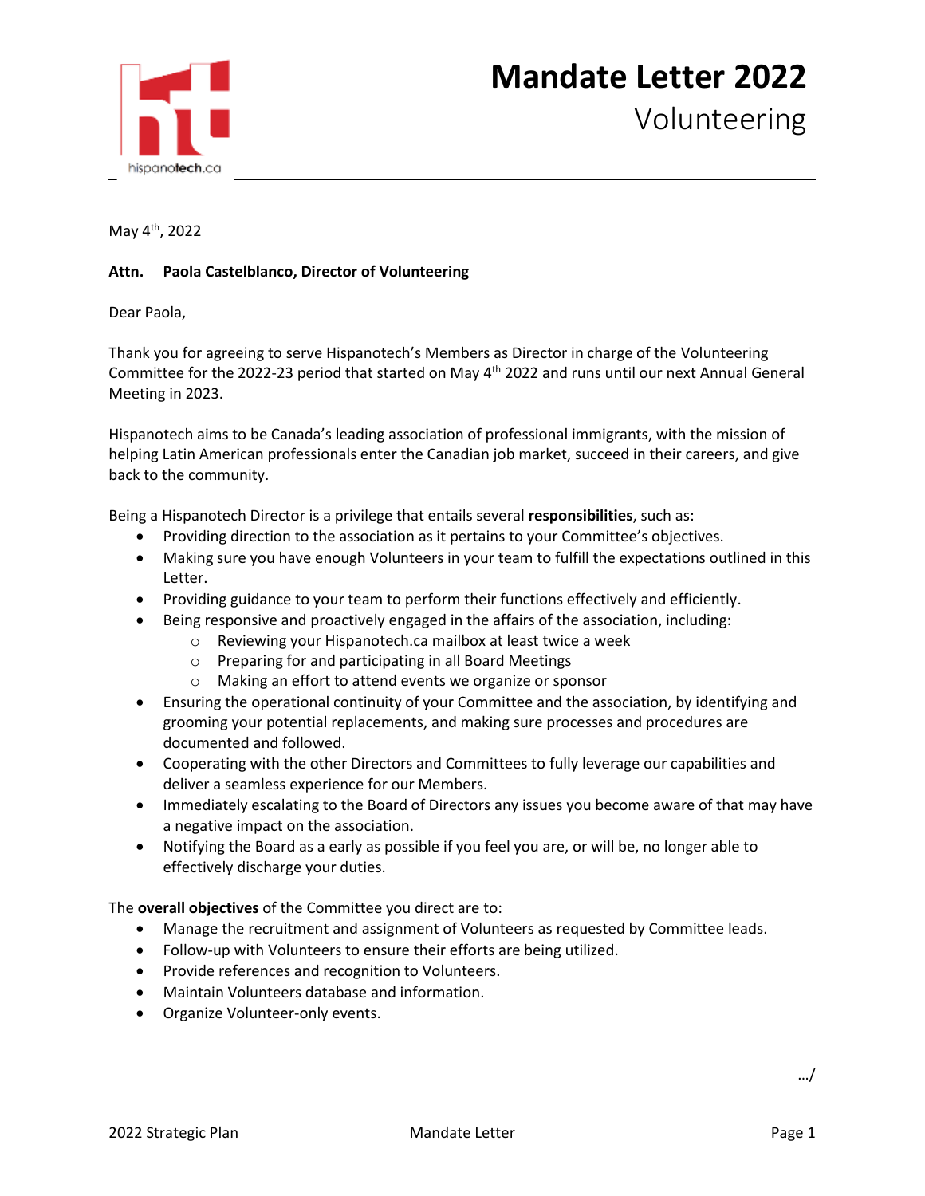# Mandate Letter 2022

## Volunteering

May 4th, 2022

**Attn. Paola Castelblanco, Director of Volunteering**

Dear Paola,

Thank you for agreeing to serve Hispanotech's Members as Director in charge of the Volunteering Committee for the 2022-23 period that started on May 4th 2022 and runs until our next Annual General Meeting in 2023.

Hispanotech aims to be Canada's leading association of professional immigrants, with the mission of helping Latin American professionals enter the Canadian job market, succeed in their careers, and give back to the community.

Being a Hispanotech Director is a privilege that entails several **responsibilities**, such as:

- Providing direction to the association as it pertains to your Committee's objectives.
- Making sure you have enough Volunteers in your team to fulfill the expectations outlined in this Letter.
- Providing guidance to your team to perform their functions effectively and efficiently.
- Being responsive and proactively engaged in the affairs of the association, including:
  - Reviewing your Hispanotech.ca mailbox at least twice a week
  - Preparing for and participating in all Board Meetings
  - Making an effort to attend events we organize or sponsor
- Ensuring the operational continuity of your Committee and the association, by identifying and grooming your potential replacements, and making sure processes and procedures are documented and followed.
- Cooperating with the other Directors and Committees to fully leverage our capabilities and deliver a seamless experience for our Members.
- Immediately escalating to the Board of Directors any issues you become aware of that may have a negative impact on the association.
- Notifying the Board as a early as possible if you feel you are, or will be, no longer able to effectively discharge your duties.

The **overall objectives** of the Committee you direct are to:

- Manage the recruitment and assignment of Volunteers as requested by Committee leads.
- Follow-up with Volunteers to ensure their efforts are being utilized.
- Provide references and recognition to Volunteers.
- Maintain Volunteers database and information.
- Organize Volunteer-only events.

…/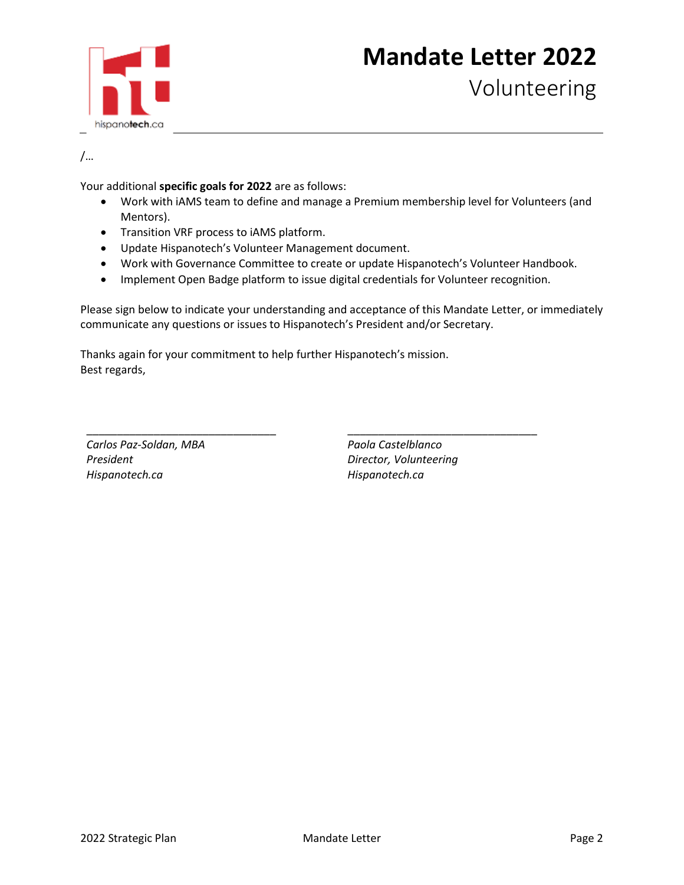# Mandate Letter 2022

## Volunteering

/…

Your additional **specific goals for 2022** are as follows:

- Work with iAMS team to define and manage a Premium membership level for Volunteers (and Mentors).
- Transition VRF process to iAMS platform.
- Update Hispanotech's Volunteer Management document.
- Work with Governance Committee to create or update Hispanotech's Volunteer Handbook.
- Implement Open Badge platform to issue digital credentials for Volunteer recognition.

Please sign below to indicate your understanding and acceptance of this Mandate Letter, or immediately communicate any questions or issues to Hispanotech's President and/or Secretary.

Thanks again for your commitment to help further Hispanotech's mission.
Best regards,

_______________________________

*Carlos Paz-Soldan, MBA*
*President*
*Hispanotech.ca*

_______________________________

*Paola Castelblanco*
*Director, Volunteering*
*Hispanotech.ca*